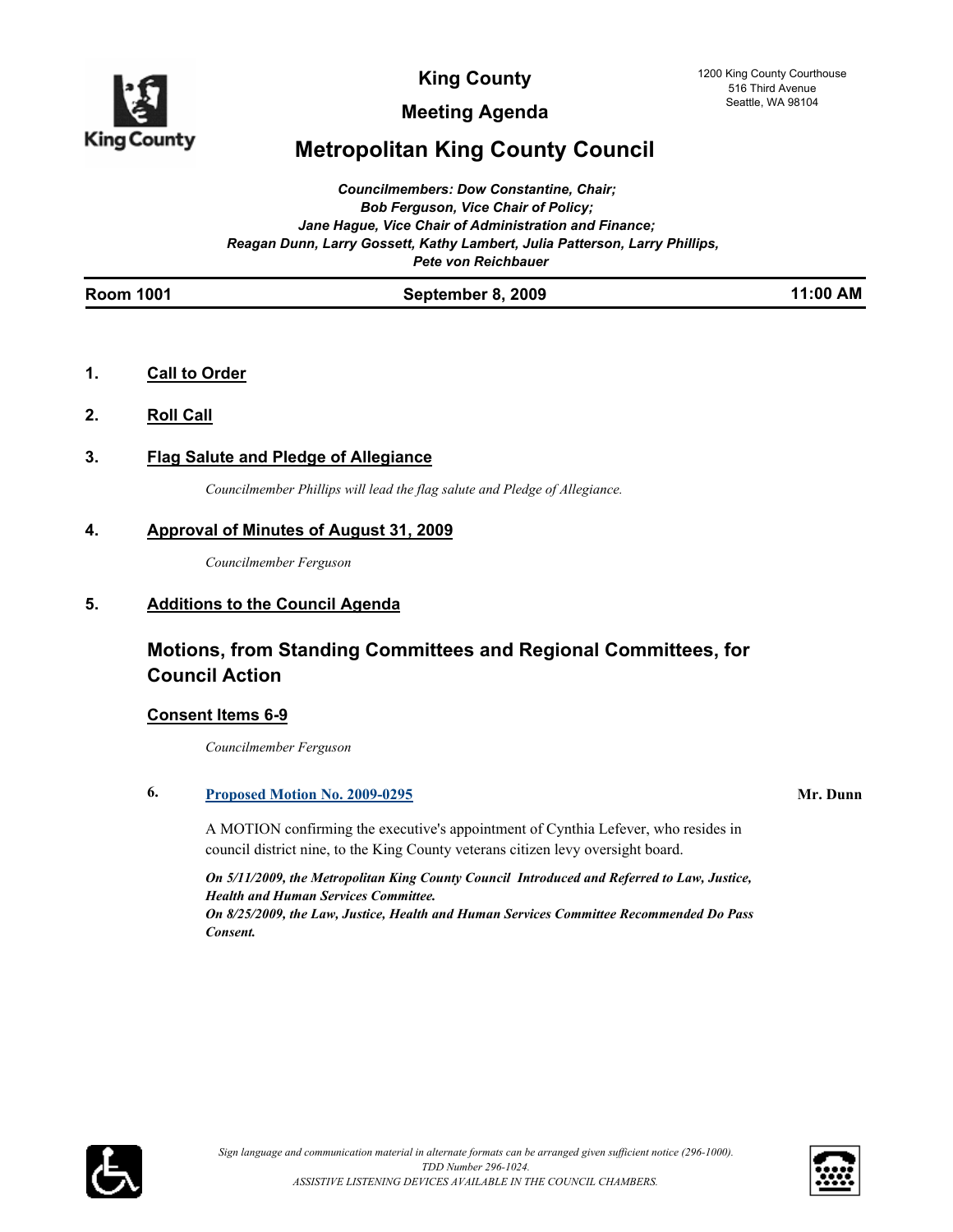# King County

## Meeting Agenda

1200 King County Courthouse
516 Third Avenue
Seattle, WA 98104

# Metropolitan King County Council

*Councilmembers: Dow Constantine, Chair;*
*Bob Ferguson, Vice Chair of Policy;*
*Jane Hague, Vice Chair of Administration and Finance;*
*Reagan Dunn, Larry Gossett, Kathy Lambert, Julia Patterson, Larry Phillips,*
*Pete von Reichbauer*

**Room 1001** | **September 8, 2009** | **11:00 AM**

---

**1. Call to Order**

**2. Roll Call**

**3. Flag Salute and Pledge of Allegiance**

*Councilmember Phillips will lead the flag salute and Pledge of Allegiance.*

**4. Approval of Minutes of August 31, 2009**

*Councilmember Ferguson*

**5. Additions to the Council Agenda**

## Motions, from Standing Committees and Regional Committees, for Council Action

### Consent Items 6-9

*Councilmember Ferguson*

**6. Proposed Motion No. 2009-0295** — **Mr. Dunn**

A MOTION confirming the executive's appointment of Cynthia Lefever, who resides in council district nine, to the King County veterans citizen levy oversight board.

***On 5/11/2009, the Metropolitan King County Council Introduced and Referred to Law, Justice, Health and Human Services Committee.***
***On 8/25/2009, the Law, Justice, Health and Human Services Committee Recommended Do Pass Consent.***

*Sign language and communication material in alternate formats can be arranged given sufficient notice (296-1000).*
*TDD Number 296-1024.*
*ASSISTIVE LISTENING DEVICES AVAILABLE IN THE COUNCIL CHAMBERS.*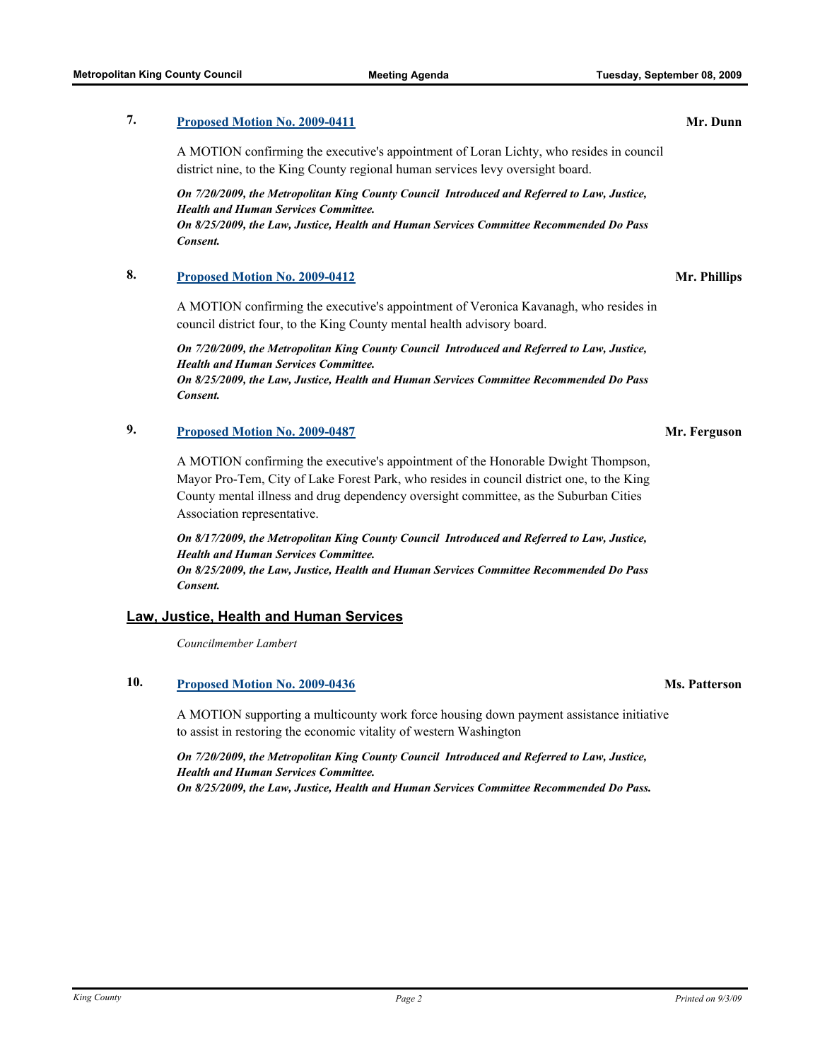**7.** **Proposed Motion No. 2009-0411** — **Mr. Dunn**

A MOTION confirming the executive's appointment of Loran Lichty, who resides in council district nine, to the King County regional human services levy oversight board.

***On 7/20/2009, the Metropolitan King County Council Introduced and Referred to Law, Justice, Health and Human Services Committee.***
***On 8/25/2009, the Law, Justice, Health and Human Services Committee Recommended Do Pass Consent.***

**8.** **Proposed Motion No. 2009-0412** — **Mr. Phillips**

A MOTION confirming the executive's appointment of Veronica Kavanagh, who resides in council district four, to the King County mental health advisory board.

***On 7/20/2009, the Metropolitan King County Council Introduced and Referred to Law, Justice, Health and Human Services Committee.***
***On 8/25/2009, the Law, Justice, Health and Human Services Committee Recommended Do Pass Consent.***

**9.** **Proposed Motion No. 2009-0487** — **Mr. Ferguson**

A MOTION confirming the executive's appointment of the Honorable Dwight Thompson, Mayor Pro-Tem, City of Lake Forest Park, who resides in council district one, to the King County mental illness and drug dependency oversight committee, as the Suburban Cities Association representative.

***On 8/17/2009, the Metropolitan King County Council Introduced and Referred to Law, Justice, Health and Human Services Committee.***
***On 8/25/2009, the Law, Justice, Health and Human Services Committee Recommended Do Pass Consent.***

## Law, Justice, Health and Human Services

*Councilmember Lambert*

**10.** **Proposed Motion No. 2009-0436** — **Ms. Patterson**

A MOTION supporting a multicounty work force housing down payment assistance initiative to assist in restoring the economic vitality of western Washington

***On 7/20/2009, the Metropolitan King County Council Introduced and Referred to Law, Justice, Health and Human Services Committee.***
***On 8/25/2009, the Law, Justice, Health and Human Services Committee Recommended Do Pass.***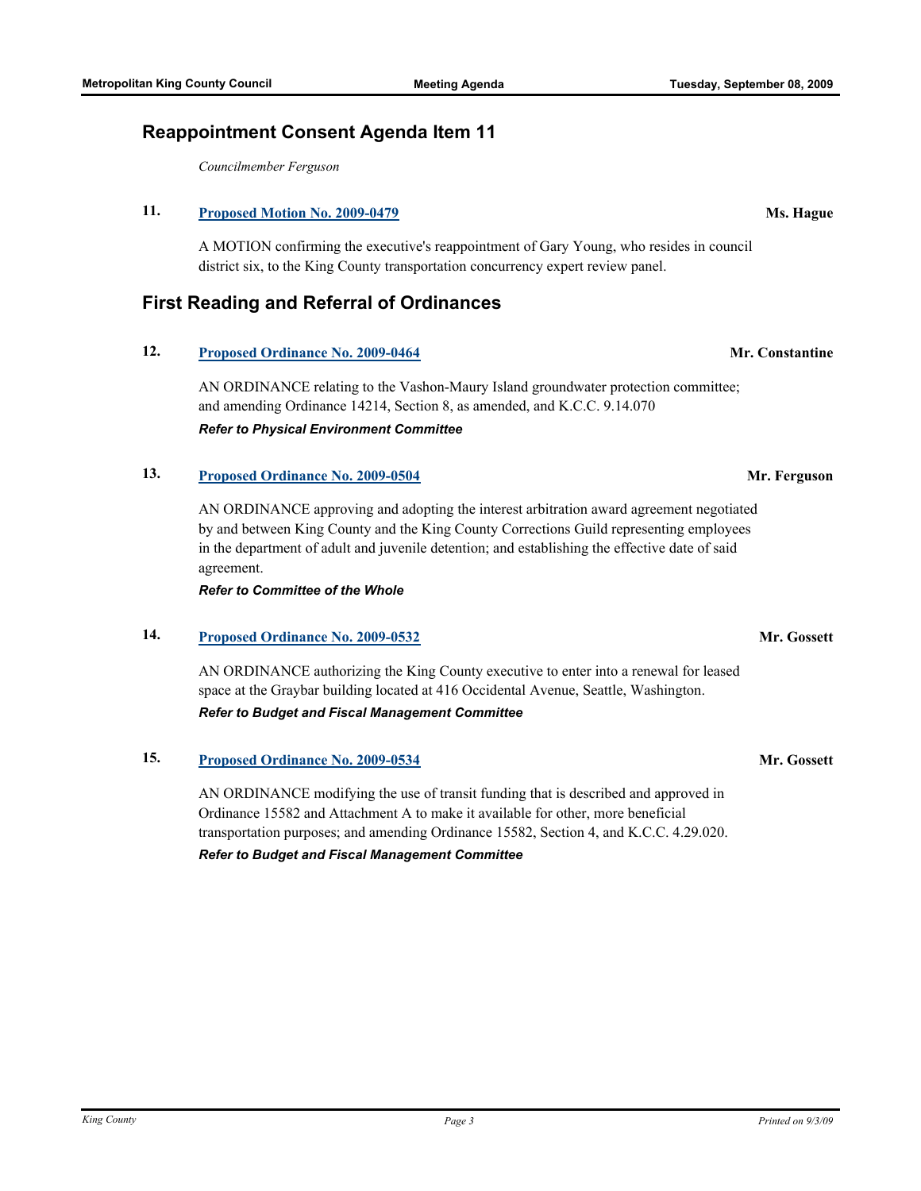## Reappointment Consent Agenda Item 11

*Councilmember Ferguson*

**11.** **Proposed Motion No. 2009-0479** **Ms. Hague**

A MOTION confirming the executive's reappointment of Gary Young, who resides in council district six, to the King County transportation concurrency expert review panel.

## First Reading and Referral of Ordinances

**12.** **Proposed Ordinance No. 2009-0464** **Mr. Constantine**

AN ORDINANCE relating to the Vashon-Maury Island groundwater protection committee; and amending Ordinance 14214, Section 8, as amended, and K.C.C. 9.14.070

***Refer to Physical Environment Committee***

**13.** **Proposed Ordinance No. 2009-0504** **Mr. Ferguson**

AN ORDINANCE approving and adopting the interest arbitration award agreement negotiated by and between King County and the King County Corrections Guild representing employees in the department of adult and juvenile detention; and establishing the effective date of said agreement.

***Refer to Committee of the Whole***

**14.** **Proposed Ordinance No. 2009-0532** **Mr. Gossett**

AN ORDINANCE authorizing the King County executive to enter into a renewal for leased space at the Graybar building located at 416 Occidental Avenue, Seattle, Washington.

***Refer to Budget and Fiscal Management Committee***

**15.** **Proposed Ordinance No. 2009-0534** **Mr. Gossett**

AN ORDINANCE modifying the use of transit funding that is described and approved in Ordinance 15582 and Attachment A to make it available for other, more beneficial transportation purposes; and amending Ordinance 15582, Section 4, and K.C.C. 4.29.020.

***Refer to Budget and Fiscal Management Committee***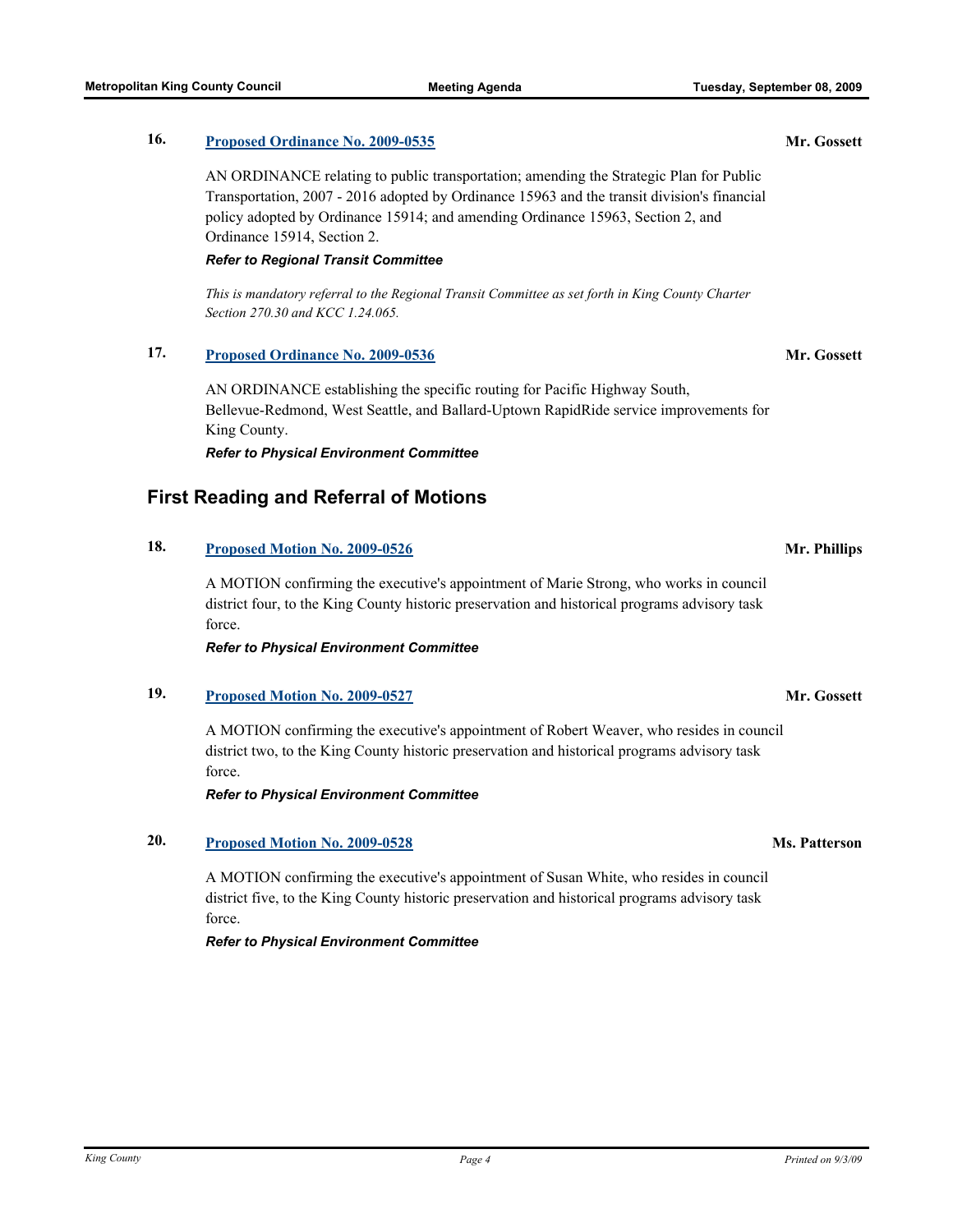**16. Proposed Ordinance No. 2009-0535** **Mr. Gossett**

AN ORDINANCE relating to public transportation; amending the Strategic Plan for Public Transportation, 2007 - 2016 adopted by Ordinance 15963 and the transit division's financial policy adopted by Ordinance 15914; and amending Ordinance 15963, Section 2, and Ordinance 15914, Section 2.

***Refer to Regional Transit Committee***

*This is mandatory referral to the Regional Transit Committee as set forth in King County Charter Section 270.30 and KCC 1.24.065.*

**17. Proposed Ordinance No. 2009-0536** **Mr. Gossett**

AN ORDINANCE establishing the specific routing for Pacific Highway South, Bellevue-Redmond, West Seattle, and Ballard-Uptown RapidRide service improvements for King County.

***Refer to Physical Environment Committee***

## First Reading and Referral of Motions

**18. Proposed Motion No. 2009-0526** **Mr. Phillips**

A MOTION confirming the executive's appointment of Marie Strong, who works in council district four, to the King County historic preservation and historical programs advisory task force.

***Refer to Physical Environment Committee***

**19. Proposed Motion No. 2009-0527** **Mr. Gossett**

A MOTION confirming the executive's appointment of Robert Weaver, who resides in council district two, to the King County historic preservation and historical programs advisory task force.

***Refer to Physical Environment Committee***

**20. Proposed Motion No. 2009-0528** **Ms. Patterson**

A MOTION confirming the executive's appointment of Susan White, who resides in council district five, to the King County historic preservation and historical programs advisory task force.

***Refer to Physical Environment Committee***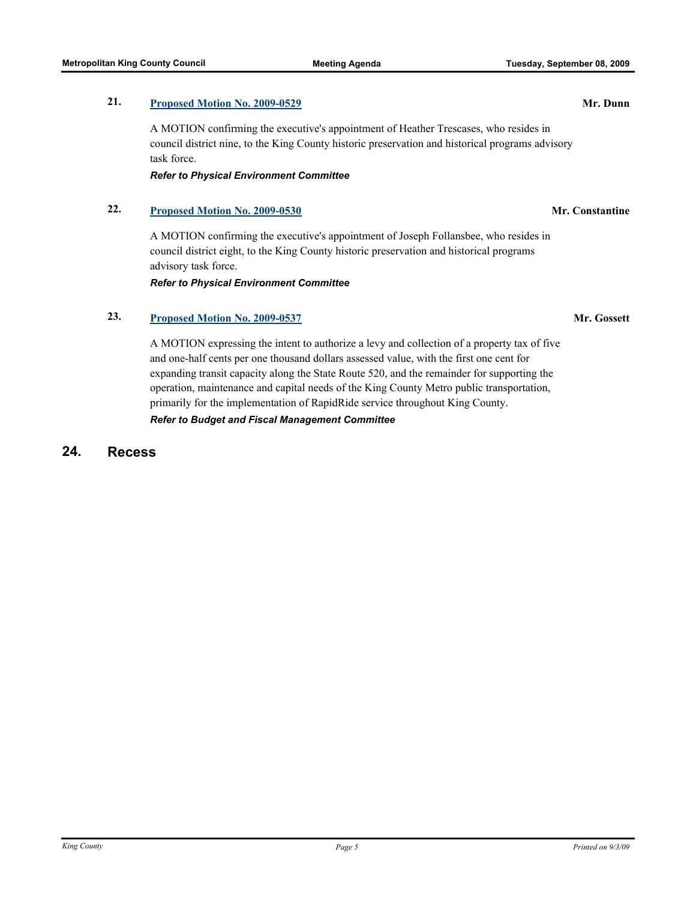**21.** **Proposed Motion No. 2009-0529** **Mr. Dunn**

A MOTION confirming the executive's appointment of Heather Trescases, who resides in council district nine, to the King County historic preservation and historical programs advisory task force.

***Refer to Physical Environment Committee***

**22.** **Proposed Motion No. 2009-0530** **Mr. Constantine**

A MOTION confirming the executive's appointment of Joseph Follansbee, who resides in council district eight, to the King County historic preservation and historical programs advisory task force.

***Refer to Physical Environment Committee***

**23.** **Proposed Motion No. 2009-0537** **Mr. Gossett**

A MOTION expressing the intent to authorize a levy and collection of a property tax of five and one-half cents per one thousand dollars assessed value, with the first one cent for expanding transit capacity along the State Route 520, and the remainder for supporting the operation, maintenance and capital needs of the King County Metro public transportation, primarily for the implementation of RapidRide service throughout King County.

***Refer to Budget and Fiscal Management Committee***

## 24. Recess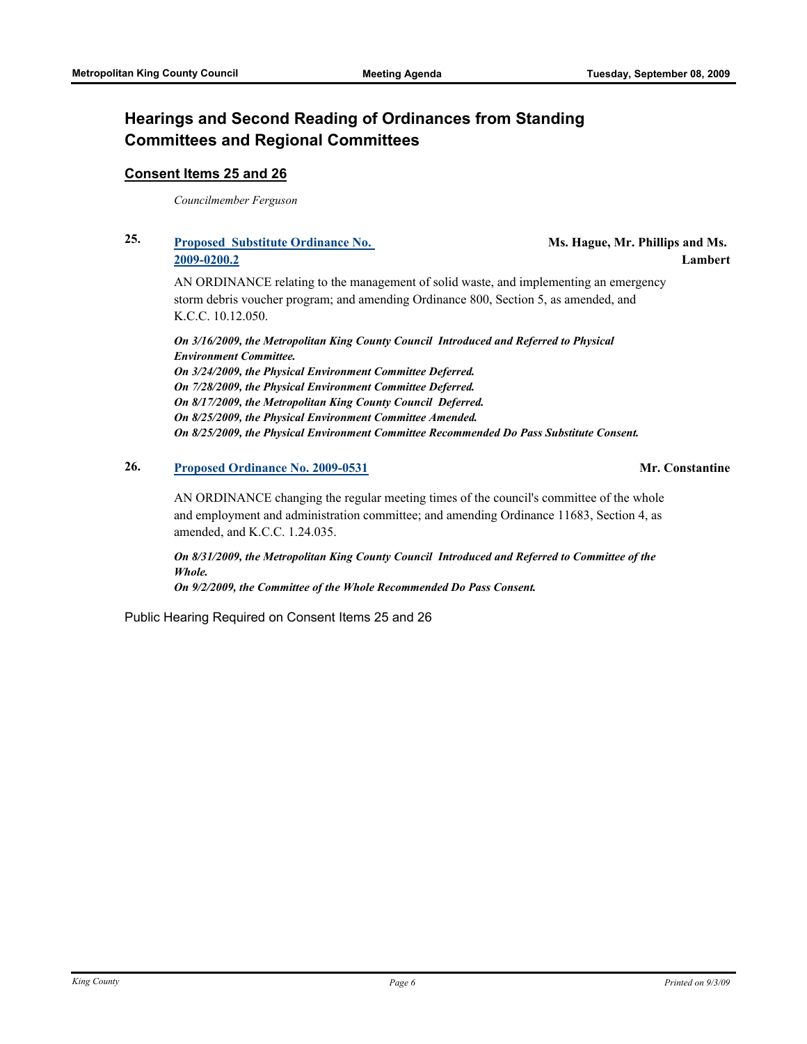## Hearings and Second Reading of Ordinances from Standing Committees and Regional Committees

### Consent Items 25 and 26

*Councilmember Ferguson*

**25. Proposed Substitute Ordinance No. 2009-0200.2** — **Ms. Hague, Mr. Phillips and Ms. Lambert**

AN ORDINANCE relating to the management of solid waste, and implementing an emergency storm debris voucher program; and amending Ordinance 800, Section 5, as amended, and K.C.C. 10.12.050.

***On 3/16/2009, the Metropolitan King County Council Introduced and Referred to Physical Environment Committee.***
***On 3/24/2009, the Physical Environment Committee Deferred.***
***On 7/28/2009, the Physical Environment Committee Deferred.***
***On 8/17/2009, the Metropolitan King County Council Deferred.***
***On 8/25/2009, the Physical Environment Committee Amended.***
***On 8/25/2009, the Physical Environment Committee Recommended Do Pass Substitute Consent.***

**26. Proposed Ordinance No. 2009-0531** — **Mr. Constantine**

AN ORDINANCE changing the regular meeting times of the council's committee of the whole and employment and administration committee; and amending Ordinance 11683, Section 4, as amended, and K.C.C. 1.24.035.

***On 8/31/2009, the Metropolitan King County Council Introduced and Referred to Committee of the Whole.***
***On 9/2/2009, the Committee of the Whole Recommended Do Pass Consent.***

Public Hearing Required on Consent Items 25 and 26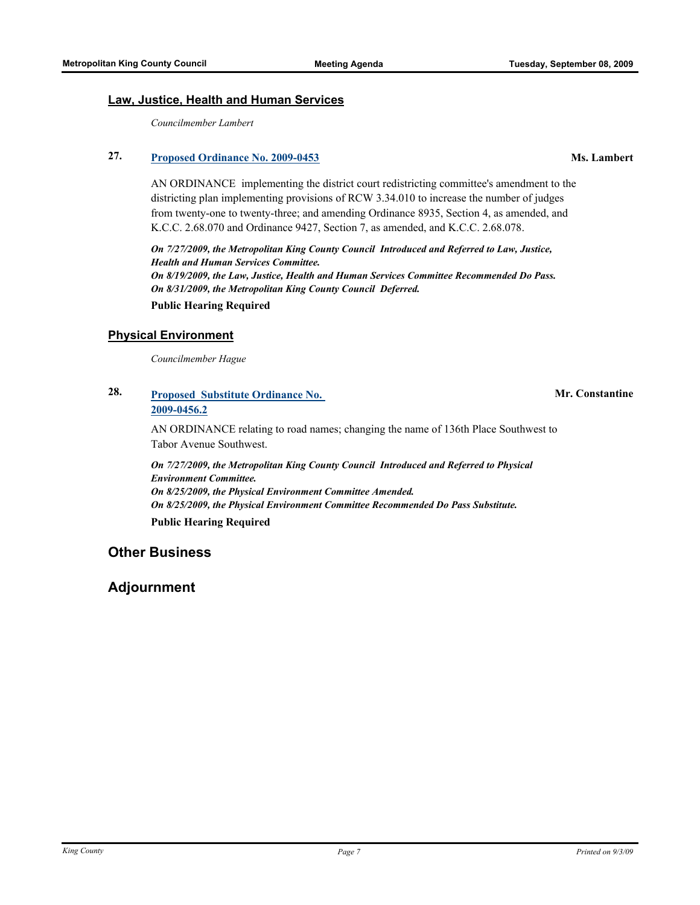## Law, Justice, Health and Human Services

*Councilmember Lambert*

**27.** **Proposed Ordinance No. 2009-0453** **Ms. Lambert**

AN ORDINANCE implementing the district court redistricting committee's amendment to the districting plan implementing provisions of RCW 3.34.010 to increase the number of judges from twenty-one to twenty-three; and amending Ordinance 8935, Section 4, as amended, and K.C.C. 2.68.070 and Ordinance 9427, Section 7, as amended, and K.C.C. 2.68.078.

***On 7/27/2009, the Metropolitan King County Council Introduced and Referred to Law, Justice, Health and Human Services Committee.***
***On 8/19/2009, the Law, Justice, Health and Human Services Committee Recommended Do Pass.***
***On 8/31/2009, the Metropolitan King County Council Deferred.***

**Public Hearing Required**

## Physical Environment

*Councilmember Hague*

**28.** **Proposed Substitute Ordinance No. 2009-0456.2** **Mr. Constantine**

AN ORDINANCE relating to road names; changing the name of 136th Place Southwest to Tabor Avenue Southwest.

***On 7/27/2009, the Metropolitan King County Council Introduced and Referred to Physical Environment Committee.***
***On 8/25/2009, the Physical Environment Committee Amended.***
***On 8/25/2009, the Physical Environment Committee Recommended Do Pass Substitute.***

**Public Hearing Required**

## Other Business

## Adjournment